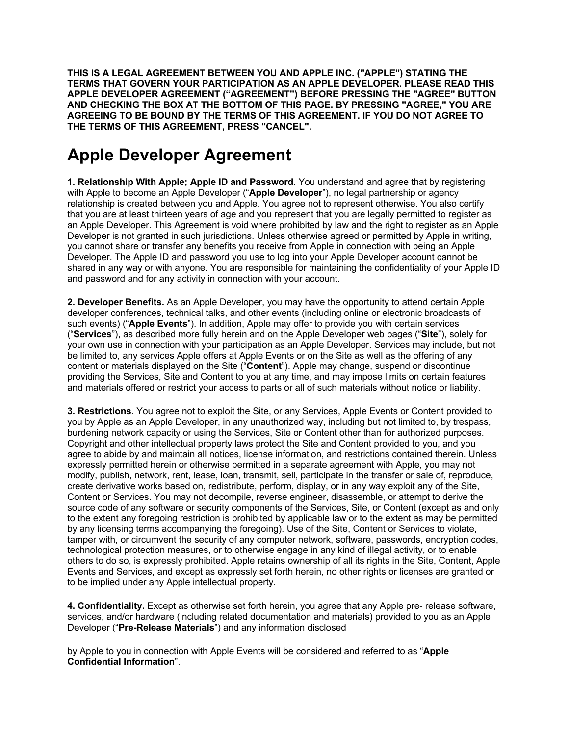**THIS IS A LEGAL AGREEMENT BETWEEN YOU AND APPLE INC. ("APPLE") STATING THE TERMS THAT GOVERN YOUR PARTICIPATION AS AN APPLE DEVELOPER. PLEASE READ THIS APPLE DEVELOPER AGREEMENT ("AGREEMENT") BEFORE PRESSING THE "AGREE" BUTTON AND CHECKING THE BOX AT THE BOTTOM OF THIS PAGE. BY PRESSING "AGREE," YOU ARE AGREEING TO BE BOUND BY THE TERMS OF THIS AGREEMENT. IF YOU DO NOT AGREE TO THE TERMS OF THIS AGREEMENT, PRESS "CANCEL".**

# Apple Developer Agreement

**1. Relationship With Apple; Apple ID and Password.** You understand and agree that by registering with Apple to become an Apple Developer ("**Apple Developer**"), no legal partnership or agency relationship is created between you and Apple. You agree not to represent otherwise. You also certify that you are at least thirteen years of age and you represent that you are legally permitted to register as an Apple Developer. This Agreement is void where prohibited by law and the right to register as an Apple Developer is not granted in such jurisdictions. Unless otherwise agreed or permitted by Apple in writing, you cannot share or transfer any benefits you receive from Apple in connection with being an Apple Developer. The Apple ID and password you use to log into your Apple Developer account cannot be shared in any way or with anyone. You are responsible for maintaining the confidentiality of your Apple ID and password and for any activity in connection with your account.

**2. Developer Benefits.** As an Apple Developer, you may have the opportunity to attend certain Apple developer conferences, technical talks, and other events (including online or electronic broadcasts of such events) ("**Apple Events**"). In addition, Apple may offer to provide you with certain services ("**Services**"), as described more fully herein and on the Apple Developer web pages ("**Site**"), solely for your own use in connection with your participation as an Apple Developer. Services may include, but not be limited to, any services Apple offers at Apple Events or on the Site as well as the offering of any content or materials displayed on the Site ("**Content**"). Apple may change, suspend or discontinue providing the Services, Site and Content to you at any time, and may impose limits on certain features and materials offered or restrict your access to parts or all of such materials without notice or liability.

**3. Restrictions**. You agree not to exploit the Site, or any Services, Apple Events or Content provided to you by Apple as an Apple Developer, in any unauthorized way, including but not limited to, by trespass, burdening network capacity or using the Services, Site or Content other than for authorized purposes. Copyright and other intellectual property laws protect the Site and Content provided to you, and you agree to abide by and maintain all notices, license information, and restrictions contained therein. Unless expressly permitted herein or otherwise permitted in a separate agreement with Apple, you may not modify, publish, network, rent, lease, loan, transmit, sell, participate in the transfer or sale of, reproduce, create derivative works based on, redistribute, perform, display, or in any way exploit any of the Site, Content or Services. You may not decompile, reverse engineer, disassemble, or attempt to derive the source code of any software or security components of the Services, Site, or Content (except as and only to the extent any foregoing restriction is prohibited by applicable law or to the extent as may be permitted by any licensing terms accompanying the foregoing). Use of the Site, Content or Services to violate, tamper with, or circumvent the security of any computer network, software, passwords, encryption codes, technological protection measures, or to otherwise engage in any kind of illegal activity, or to enable others to do so, is expressly prohibited. Apple retains ownership of all its rights in the Site, Content, Apple Events and Services, and except as expressly set forth herein, no other rights or licenses are granted or to be implied under any Apple intellectual property.

**4. Confidentiality.** Except as otherwise set forth herein, you agree that any Apple pre- release software, services, and/or hardware (including related documentation and materials) provided to you as an Apple Developer ("**Pre-Release Materials**") and any information disclosed

by Apple to you in connection with Apple Events will be considered and referred to as "**Apple Confidential Information**".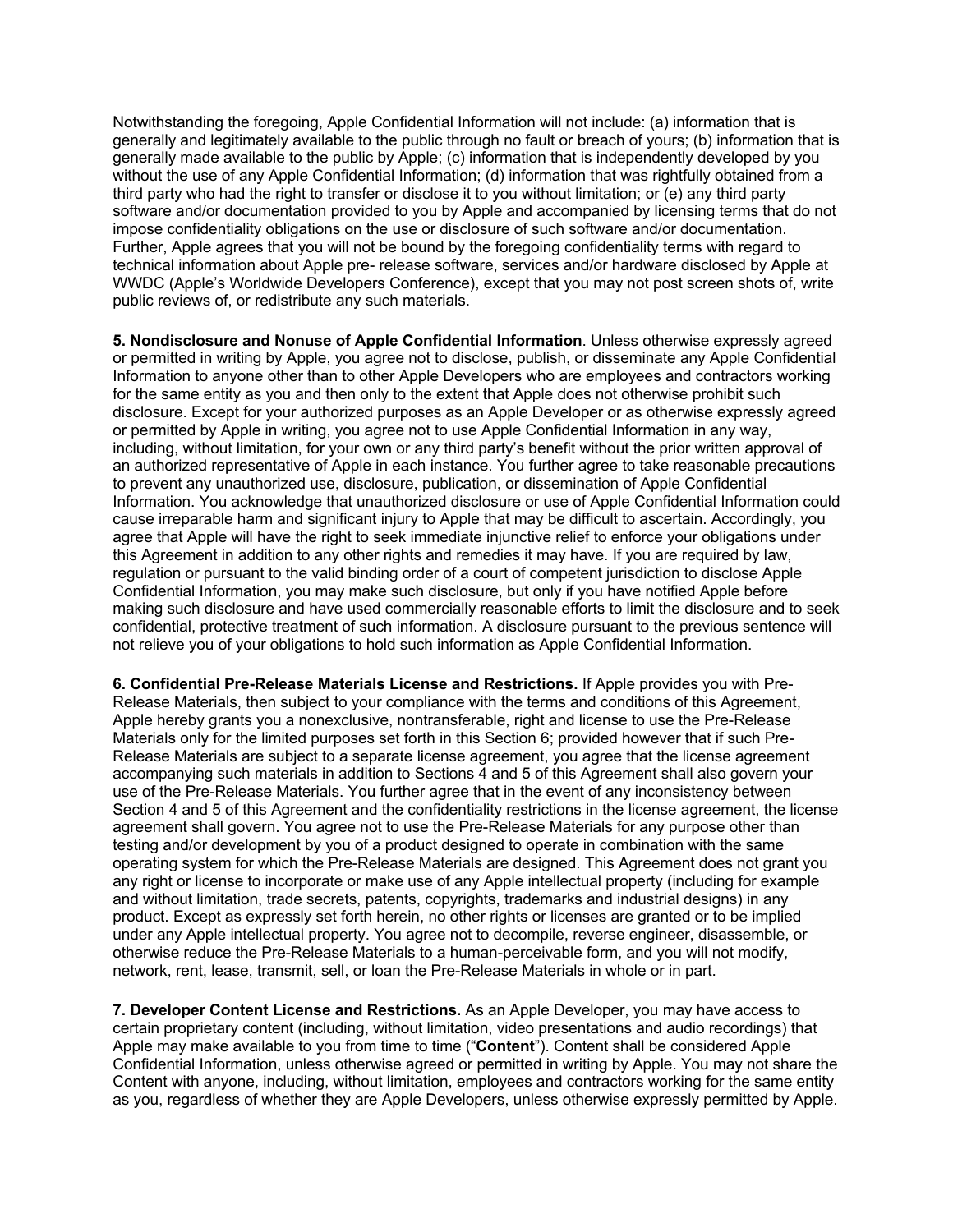Notwithstanding the foregoing, Apple Confidential Information will not include: (a) information that is generally and legitimately available to the public through no fault or breach of yours; (b) information that is generally made available to the public by Apple; (c) information that is independently developed by you without the use of any Apple Confidential Information; (d) information that was rightfully obtained from a third party who had the right to transfer or disclose it to you without limitation; or (e) any third party software and/or documentation provided to you by Apple and accompanied by licensing terms that do not impose confidentiality obligations on the use or disclosure of such software and/or documentation. Further, Apple agrees that you will not be bound by the foregoing confidentiality terms with regard to technical information about Apple pre- release software, services and/or hardware disclosed by Apple at WWDC (Apple's Worldwide Developers Conference), except that you may not post screen shots of, write public reviews of, or redistribute any such materials.

**5. Nondisclosure and Nonuse of Apple Confidential Information**. Unless otherwise expressly agreed or permitted in writing by Apple, you agree not to disclose, publish, or disseminate any Apple Confidential Information to anyone other than to other Apple Developers who are employees and contractors working for the same entity as you and then only to the extent that Apple does not otherwise prohibit such disclosure. Except for your authorized purposes as an Apple Developer or as otherwise expressly agreed or permitted by Apple in writing, you agree not to use Apple Confidential Information in any way, including, without limitation, for your own or any third party's benefit without the prior written approval of an authorized representative of Apple in each instance. You further agree to take reasonable precautions to prevent any unauthorized use, disclosure, publication, or dissemination of Apple Confidential Information. You acknowledge that unauthorized disclosure or use of Apple Confidential Information could cause irreparable harm and significant injury to Apple that may be difficult to ascertain. Accordingly, you agree that Apple will have the right to seek immediate injunctive relief to enforce your obligations under this Agreement in addition to any other rights and remedies it may have. If you are required by law, regulation or pursuant to the valid binding order of a court of competent jurisdiction to disclose Apple Confidential Information, you may make such disclosure, but only if you have notified Apple before making such disclosure and have used commercially reasonable efforts to limit the disclosure and to seek confidential, protective treatment of such information. A disclosure pursuant to the previous sentence will not relieve you of your obligations to hold such information as Apple Confidential Information.

**6. Confidential Pre-Release Materials License and Restrictions.** If Apple provides you with Pre-Release Materials, then subject to your compliance with the terms and conditions of this Agreement, Apple hereby grants you a nonexclusive, nontransferable, right and license to use the Pre-Release Materials only for the limited purposes set forth in this Section 6; provided however that if such Pre-Release Materials are subject to a separate license agreement, you agree that the license agreement accompanying such materials in addition to Sections 4 and 5 of this Agreement shall also govern your use of the Pre-Release Materials. You further agree that in the event of any inconsistency between Section 4 and 5 of this Agreement and the confidentiality restrictions in the license agreement, the license agreement shall govern. You agree not to use the Pre-Release Materials for any purpose other than testing and/or development by you of a product designed to operate in combination with the same operating system for which the Pre-Release Materials are designed. This Agreement does not grant you any right or license to incorporate or make use of any Apple intellectual property (including for example and without limitation, trade secrets, patents, copyrights, trademarks and industrial designs) in any product. Except as expressly set forth herein, no other rights or licenses are granted or to be implied under any Apple intellectual property. You agree not to decompile, reverse engineer, disassemble, or otherwise reduce the Pre-Release Materials to a human-perceivable form, and you will not modify, network, rent, lease, transmit, sell, or loan the Pre-Release Materials in whole or in part.

**7. Developer Content License and Restrictions.** As an Apple Developer, you may have access to certain proprietary content (including, without limitation, video presentations and audio recordings) that Apple may make available to you from time to time ("**Content**"). Content shall be considered Apple Confidential Information, unless otherwise agreed or permitted in writing by Apple. You may not share the Content with anyone, including, without limitation, employees and contractors working for the same entity as you, regardless of whether they are Apple Developers, unless otherwise expressly permitted by Apple.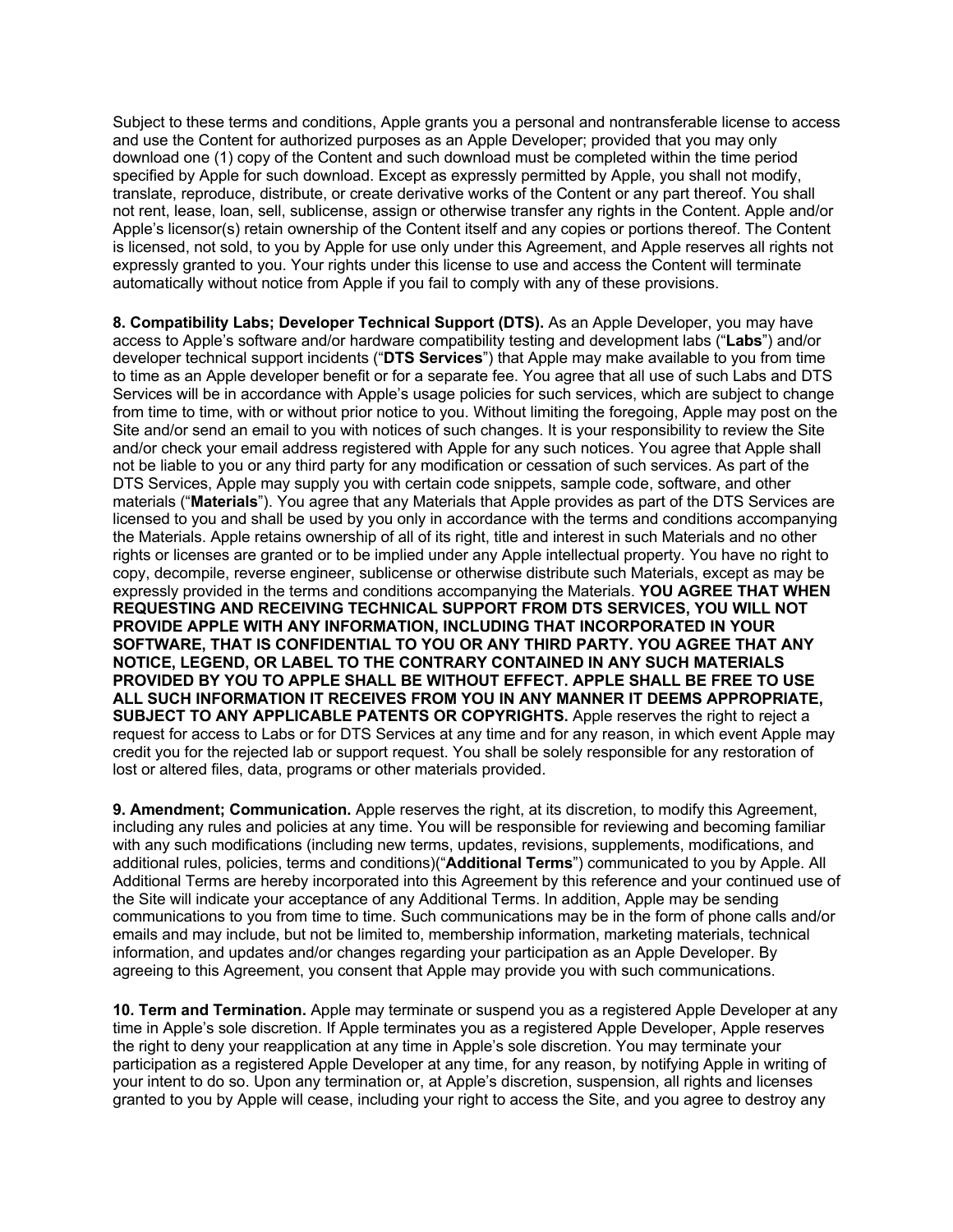Subject to these terms and conditions, Apple grants you a personal and nontransferable license to access and use the Content for authorized purposes as an Apple Developer; provided that you may only download one (1) copy of the Content and such download must be completed within the time period specified by Apple for such download. Except as expressly permitted by Apple, you shall not modify, translate, reproduce, distribute, or create derivative works of the Content or any part thereof. You shall not rent, lease, loan, sell, sublicense, assign or otherwise transfer any rights in the Content. Apple and/or Apple's licensor(s) retain ownership of the Content itself and any copies or portions thereof. The Content is licensed, not sold, to you by Apple for use only under this Agreement, and Apple reserves all rights not expressly granted to you. Your rights under this license to use and access the Content will terminate automatically without notice from Apple if you fail to comply with any of these provisions.

**8. Compatibility Labs; Developer Technical Support (DTS).** As an Apple Developer, you may have access to Apple's software and/or hardware compatibility testing and development labs ("**Labs**") and/or developer technical support incidents ("**DTS Services**") that Apple may make available to you from time to time as an Apple developer benefit or for a separate fee. You agree that all use of such Labs and DTS Services will be in accordance with Apple's usage policies for such services, which are subject to change from time to time, with or without prior notice to you. Without limiting the foregoing, Apple may post on the Site and/or send an email to you with notices of such changes. It is your responsibility to review the Site and/or check your email address registered with Apple for any such notices. You agree that Apple shall not be liable to you or any third party for any modification or cessation of such services. As part of the DTS Services, Apple may supply you with certain code snippets, sample code, software, and other materials ("**Materials**"). You agree that any Materials that Apple provides as part of the DTS Services are licensed to you and shall be used by you only in accordance with the terms and conditions accompanying the Materials. Apple retains ownership of all of its right, title and interest in such Materials and no other rights or licenses are granted or to be implied under any Apple intellectual property. You have no right to copy, decompile, reverse engineer, sublicense or otherwise distribute such Materials, except as may be expressly provided in the terms and conditions accompanying the Materials. **YOU AGREE THAT WHEN REQUESTING AND RECEIVING TECHNICAL SUPPORT FROM DTS SERVICES, YOU WILL NOT PROVIDE APPLE WITH ANY INFORMATION, INCLUDING THAT INCORPORATED IN YOUR SOFTWARE, THAT IS CONFIDENTIAL TO YOU OR ANY THIRD PARTY. YOU AGREE THAT ANY NOTICE, LEGEND, OR LABEL TO THE CONTRARY CONTAINED IN ANY SUCH MATERIALS PROVIDED BY YOU TO APPLE SHALL BE WITHOUT EFFECT. APPLE SHALL BE FREE TO USE ALL SUCH INFORMATION IT RECEIVES FROM YOU IN ANY MANNER IT DEEMS APPROPRIATE, SUBJECT TO ANY APPLICABLE PATENTS OR COPYRIGHTS.** Apple reserves the right to reject a request for access to Labs or for DTS Services at any time and for any reason, in which event Apple may credit you for the rejected lab or support request. You shall be solely responsible for any restoration of lost or altered files, data, programs or other materials provided.

**9. Amendment; Communication.** Apple reserves the right, at its discretion, to modify this Agreement, including any rules and policies at any time. You will be responsible for reviewing and becoming familiar with any such modifications (including new terms, updates, revisions, supplements, modifications, and additional rules, policies, terms and conditions)("**Additional Terms**") communicated to you by Apple. All Additional Terms are hereby incorporated into this Agreement by this reference and your continued use of the Site will indicate your acceptance of any Additional Terms. In addition, Apple may be sending communications to you from time to time. Such communications may be in the form of phone calls and/or emails and may include, but not be limited to, membership information, marketing materials, technical information, and updates and/or changes regarding your participation as an Apple Developer. By agreeing to this Agreement, you consent that Apple may provide you with such communications.

**10. Term and Termination.** Apple may terminate or suspend you as a registered Apple Developer at any time in Apple's sole discretion. If Apple terminates you as a registered Apple Developer, Apple reserves the right to deny your reapplication at any time in Apple's sole discretion. You may terminate your participation as a registered Apple Developer at any time, for any reason, by notifying Apple in writing of your intent to do so. Upon any termination or, at Apple's discretion, suspension, all rights and licenses granted to you by Apple will cease, including your right to access the Site, and you agree to destroy any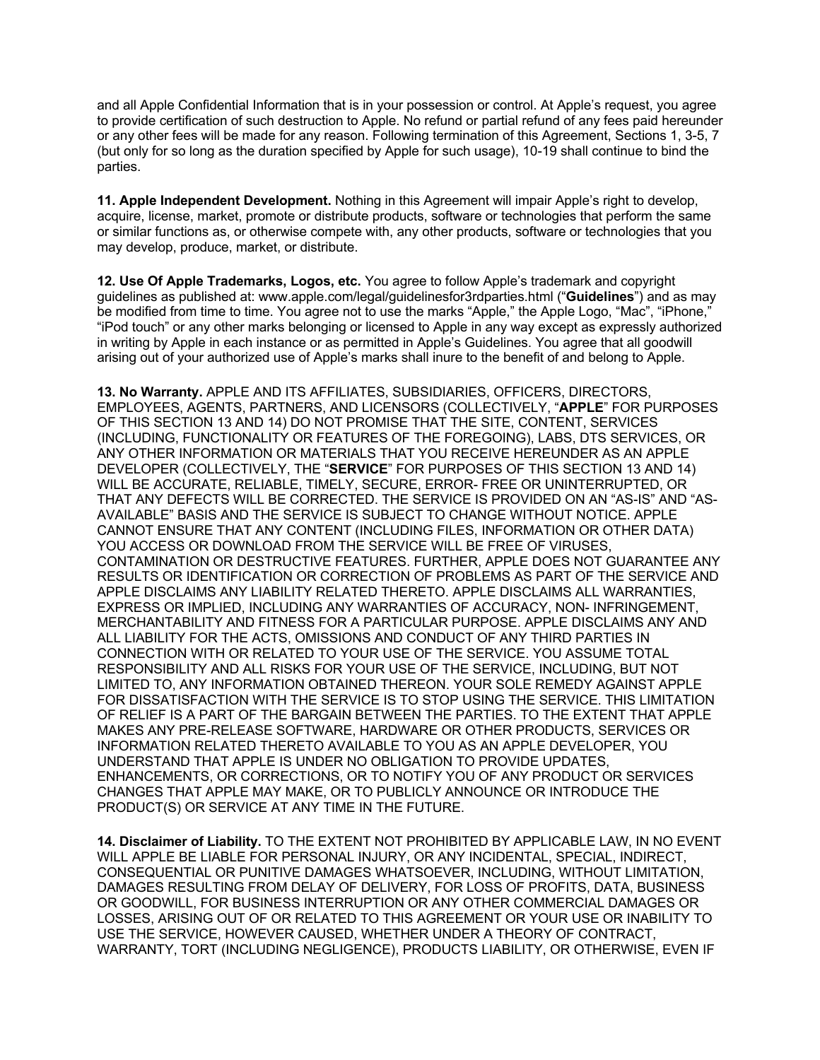and all Apple Confidential Information that is in your possession or control. At Apple's request, you agree to provide certification of such destruction to Apple. No refund or partial refund of any fees paid hereunder or any other fees will be made for any reason. Following termination of this Agreement, Sections 1, 3-5, 7 (but only for so long as the duration specified by Apple for such usage), 10-19 shall continue to bind the parties.

**11. Apple Independent Development.** Nothing in this Agreement will impair Apple's right to develop, acquire, license, market, promote or distribute products, software or technologies that perform the same or similar functions as, or otherwise compete with, any other products, software or technologies that you may develop, produce, market, or distribute.

**12. Use Of Apple Trademarks, Logos, etc.** You agree to follow Apple's trademark and copyright guidelines as published at: www.apple.com/legal/guidelinesfor3rdparties.html ("**Guidelines**") and as may be modified from time to time. You agree not to use the marks "Apple," the Apple Logo, "Mac", "iPhone," "iPod touch" or any other marks belonging or licensed to Apple in any way except as expressly authorized in writing by Apple in each instance or as permitted in Apple's Guidelines. You agree that all goodwill arising out of your authorized use of Apple's marks shall inure to the benefit of and belong to Apple.

**13. No Warranty.** APPLE AND ITS AFFILIATES, SUBSIDIARIES, OFFICERS, DIRECTORS, EMPLOYEES, AGENTS, PARTNERS, AND LICENSORS (COLLECTIVELY, "**APPLE**" FOR PURPOSES OF THIS SECTION 13 AND 14) DO NOT PROMISE THAT THE SITE, CONTENT, SERVICES (INCLUDING, FUNCTIONALITY OR FEATURES OF THE FOREGOING), LABS, DTS SERVICES, OR ANY OTHER INFORMATION OR MATERIALS THAT YOU RECEIVE HEREUNDER AS AN APPLE DEVELOPER (COLLECTIVELY, THE "**SERVICE**" FOR PURPOSES OF THIS SECTION 13 AND 14) WILL BE ACCURATE, RELIABLE, TIMELY, SECURE, ERROR- FREE OR UNINTERRUPTED, OR THAT ANY DEFECTS WILL BE CORRECTED. THE SERVICE IS PROVIDED ON AN "AS-IS" AND "AS-AVAILABLE" BASIS AND THE SERVICE IS SUBJECT TO CHANGE WITHOUT NOTICE. APPLE CANNOT ENSURE THAT ANY CONTENT (INCLUDING FILES, INFORMATION OR OTHER DATA) YOU ACCESS OR DOWNLOAD FROM THE SERVICE WILL BE FREE OF VIRUSES, CONTAMINATION OR DESTRUCTIVE FEATURES. FURTHER, APPLE DOES NOT GUARANTEE ANY RESULTS OR IDENTIFICATION OR CORRECTION OF PROBLEMS AS PART OF THE SERVICE AND APPLE DISCLAIMS ANY LIABILITY RELATED THERETO. APPLE DISCLAIMS ALL WARRANTIES, EXPRESS OR IMPLIED, INCLUDING ANY WARRANTIES OF ACCURACY, NON- INFRINGEMENT, MERCHANTABILITY AND FITNESS FOR A PARTICULAR PURPOSE. APPLE DISCLAIMS ANY AND ALL LIABILITY FOR THE ACTS, OMISSIONS AND CONDUCT OF ANY THIRD PARTIES IN CONNECTION WITH OR RELATED TO YOUR USE OF THE SERVICE. YOU ASSUME TOTAL RESPONSIBILITY AND ALL RISKS FOR YOUR USE OF THE SERVICE, INCLUDING, BUT NOT LIMITED TO, ANY INFORMATION OBTAINED THEREON. YOUR SOLE REMEDY AGAINST APPLE FOR DISSATISFACTION WITH THE SERVICE IS TO STOP USING THE SERVICE. THIS LIMITATION OF RELIEF IS A PART OF THE BARGAIN BETWEEN THE PARTIES. TO THE EXTENT THAT APPLE MAKES ANY PRE-RELEASE SOFTWARE, HARDWARE OR OTHER PRODUCTS, SERVICES OR INFORMATION RELATED THERETO AVAILABLE TO YOU AS AN APPLE DEVELOPER, YOU UNDERSTAND THAT APPLE IS UNDER NO OBLIGATION TO PROVIDE UPDATES, ENHANCEMENTS, OR CORRECTIONS, OR TO NOTIFY YOU OF ANY PRODUCT OR SERVICES CHANGES THAT APPLE MAY MAKE, OR TO PUBLICLY ANNOUNCE OR INTRODUCE THE PRODUCT(S) OR SERVICE AT ANY TIME IN THE FUTURE.

**14. Disclaimer of Liability.** TO THE EXTENT NOT PROHIBITED BY APPLICABLE LAW, IN NO EVENT WILL APPLE BE LIABLE FOR PERSONAL INJURY, OR ANY INCIDENTAL, SPECIAL, INDIRECT, CONSEQUENTIAL OR PUNITIVE DAMAGES WHATSOEVER, INCLUDING, WITHOUT LIMITATION, DAMAGES RESULTING FROM DELAY OF DELIVERY, FOR LOSS OF PROFITS, DATA, BUSINESS OR GOODWILL, FOR BUSINESS INTERRUPTION OR ANY OTHER COMMERCIAL DAMAGES OR LOSSES, ARISING OUT OF OR RELATED TO THIS AGREEMENT OR YOUR USE OR INABILITY TO USE THE SERVICE, HOWEVER CAUSED, WHETHER UNDER A THEORY OF CONTRACT, WARRANTY, TORT (INCLUDING NEGLIGENCE), PRODUCTS LIABILITY, OR OTHERWISE, EVEN IF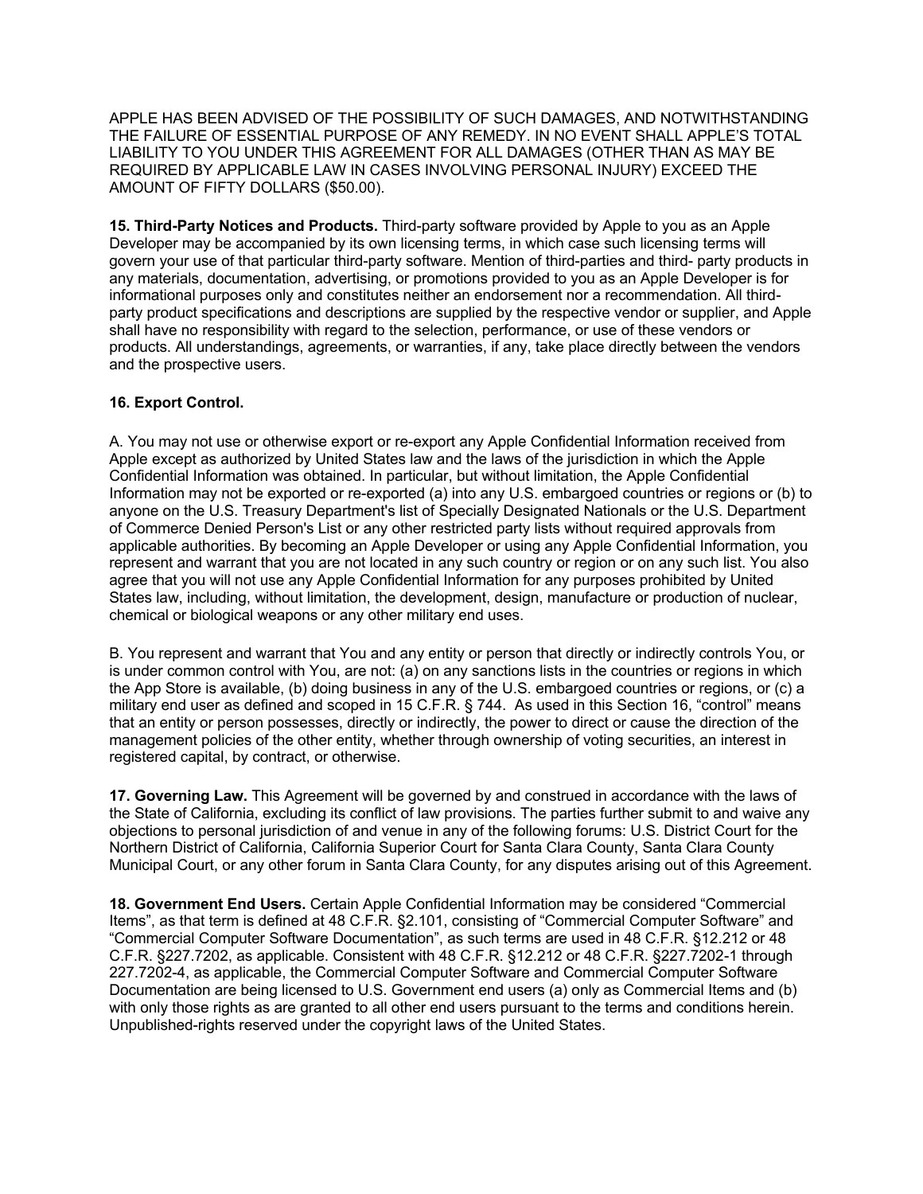APPLE HAS BEEN ADVISED OF THE POSSIBILITY OF SUCH DAMAGES, AND NOTWITHSTANDING THE FAILURE OF ESSENTIAL PURPOSE OF ANY REMEDY. IN NO EVENT SHALL APPLE'S TOTAL LIABILITY TO YOU UNDER THIS AGREEMENT FOR ALL DAMAGES (OTHER THAN AS MAY BE REQUIRED BY APPLICABLE LAW IN CASES INVOLVING PERSONAL INJURY) EXCEED THE AMOUNT OF FIFTY DOLLARS ($50.00).

**15. Third-Party Notices and Products.** Third-party software provided by Apple to you as an Apple Developer may be accompanied by its own licensing terms, in which case such licensing terms will govern your use of that particular third-party software. Mention of third-parties and third- party products in any materials, documentation, advertising, or promotions provided to you as an Apple Developer is for informational purposes only and constitutes neither an endorsement nor a recommendation. All third-party product specifications and descriptions are supplied by the respective vendor or supplier, and Apple shall have no responsibility with regard to the selection, performance, or use of these vendors or products. All understandings, agreements, or warranties, if any, take place directly between the vendors and the prospective users.

**16. Export Control.**

A. You may not use or otherwise export or re-export any Apple Confidential Information received from Apple except as authorized by United States law and the laws of the jurisdiction in which the Apple Confidential Information was obtained. In particular, but without limitation, the Apple Confidential Information may not be exported or re-exported (a) into any U.S. embargoed countries or regions or (b) to anyone on the U.S. Treasury Department's list of Specially Designated Nationals or the U.S. Department of Commerce Denied Person's List or any other restricted party lists without required approvals from applicable authorities. By becoming an Apple Developer or using any Apple Confidential Information, you represent and warrant that you are not located in any such country or region or on any such list. You also agree that you will not use any Apple Confidential Information for any purposes prohibited by United States law, including, without limitation, the development, design, manufacture or production of nuclear, chemical or biological weapons or any other military end uses.

B. You represent and warrant that You and any entity or person that directly or indirectly controls You, or is under common control with You, are not: (a) on any sanctions lists in the countries or regions in which the App Store is available, (b) doing business in any of the U.S. embargoed countries or regions, or (c) a military end user as defined and scoped in 15 C.F.R. § 744. As used in this Section 16, "control" means that an entity or person possesses, directly or indirectly, the power to direct or cause the direction of the management policies of the other entity, whether through ownership of voting securities, an interest in registered capital, by contract, or otherwise.

**17. Governing Law.** This Agreement will be governed by and construed in accordance with the laws of the State of California, excluding its conflict of law provisions. The parties further submit to and waive any objections to personal jurisdiction of and venue in any of the following forums: U.S. District Court for the Northern District of California, California Superior Court for Santa Clara County, Santa Clara County Municipal Court, or any other forum in Santa Clara County, for any disputes arising out of this Agreement.

**18. Government End Users.** Certain Apple Confidential Information may be considered "Commercial Items", as that term is defined at 48 C.F.R. §2.101, consisting of "Commercial Computer Software" and "Commercial Computer Software Documentation", as such terms are used in 48 C.F.R. §12.212 or 48 C.F.R. §227.7202, as applicable. Consistent with 48 C.F.R. §12.212 or 48 C.F.R. §227.7202-1 through 227.7202-4, as applicable, the Commercial Computer Software and Commercial Computer Software Documentation are being licensed to U.S. Government end users (a) only as Commercial Items and (b) with only those rights as are granted to all other end users pursuant to the terms and conditions herein. Unpublished-rights reserved under the copyright laws of the United States.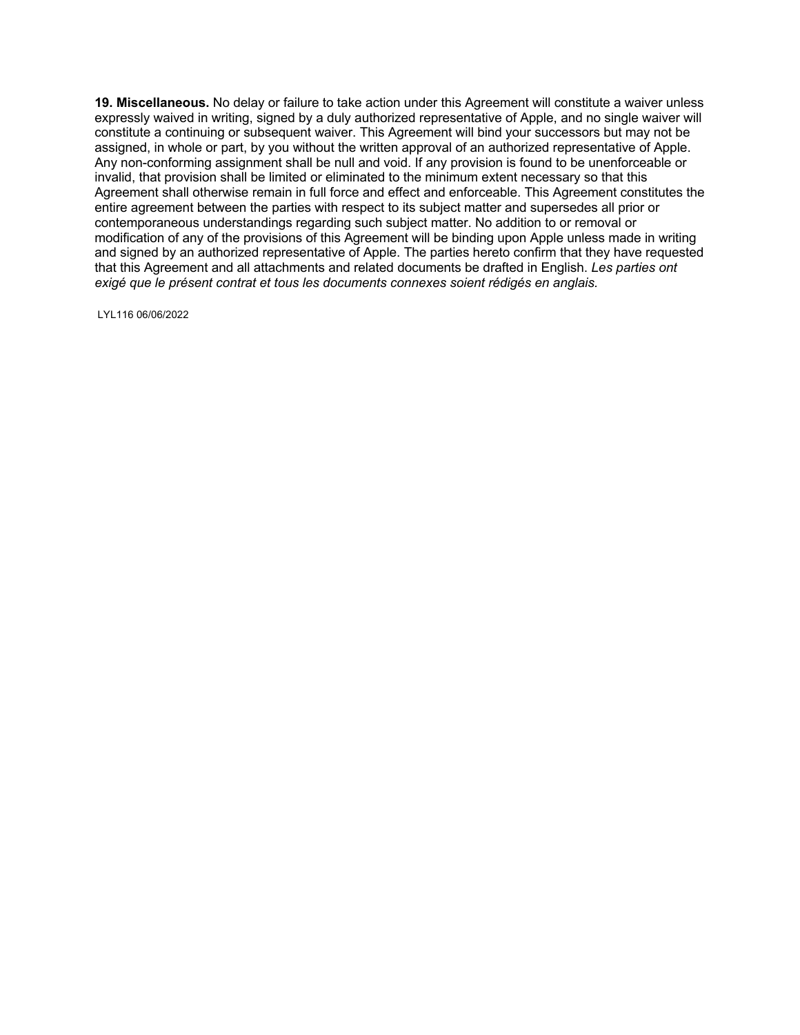**19. Miscellaneous.** No delay or failure to take action under this Agreement will constitute a waiver unless expressly waived in writing, signed by a duly authorized representative of Apple, and no single waiver will constitute a continuing or subsequent waiver. This Agreement will bind your successors but may not be assigned, in whole or part, by you without the written approval of an authorized representative of Apple. Any non-conforming assignment shall be null and void. If any provision is found to be unenforceable or invalid, that provision shall be limited or eliminated to the minimum extent necessary so that this Agreement shall otherwise remain in full force and effect and enforceable. This Agreement constitutes the entire agreement between the parties with respect to its subject matter and supersedes all prior or contemporaneous understandings regarding such subject matter. No addition to or removal or modification of any of the provisions of this Agreement will be binding upon Apple unless made in writing and signed by an authorized representative of Apple. The parties hereto confirm that they have requested that this Agreement and all attachments and related documents be drafted in English. *Les parties ont exigé que le présent contrat et tous les documents connexes soient rédigés en anglais.*

LYL116 06/06/2022